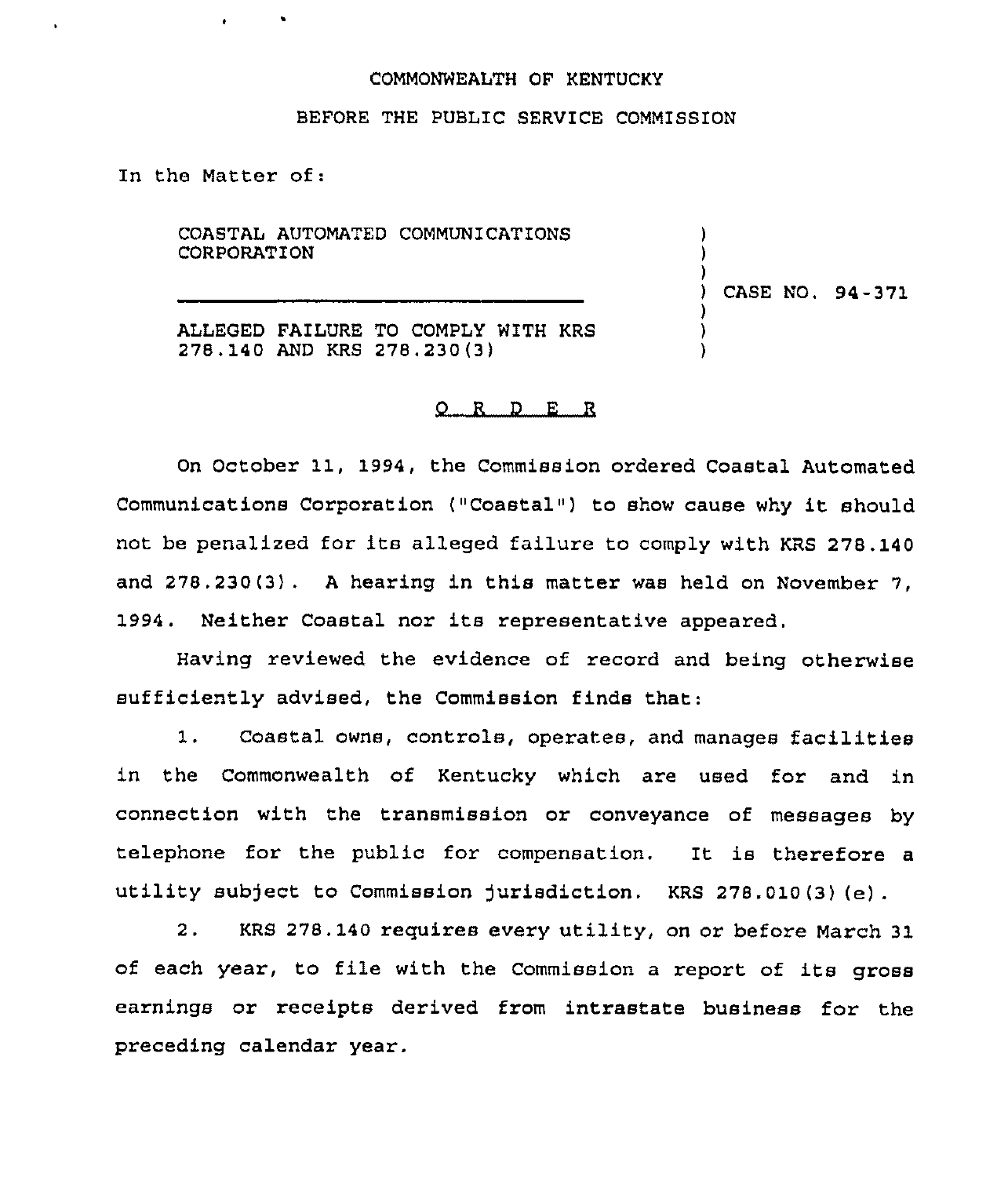COMMONWEALTH OF KENTUCKY

BEFORE THE PUBLIC SERVICE COMMISSION

In the Matter of:

COASTAL AUTOMATED COMMUNICATIONS CORPORATION

ALLEGED FAILURE TO COMPLY WITH KRS 278.140 AND KRS 278.230(3)

) CASE NO. 94-371

O R D E R

On October 11, 1994, the Commission ordered Coastal Automated Communications Corporation ("Coastal") to show cause why it should not be penalized for its alleged failure to comply with KRS 278.140 and 278.230(3). A hearing in this matter was held on November 7, 1994. Neither Coastal nor its representative appeared.

Having reviewed the evidence of record and being otherwise sufficiently advised, the Commission finds that:

1. Coastal owns, controls, operates, and manages facilities in the Commonwealth of Kentucky which are used for and in connection with the transmission or conveyance of messages by telephone for the public for compensation. It is therefore a utility subject to Commission jurisdiction. KRS 278.010(3)(e).

2. KRS 278.140 requires every utility, on or before March 31 of each year, to file with the Commission a report of its gross earnings or receipts derived from intrastate business for the preceding calendar year.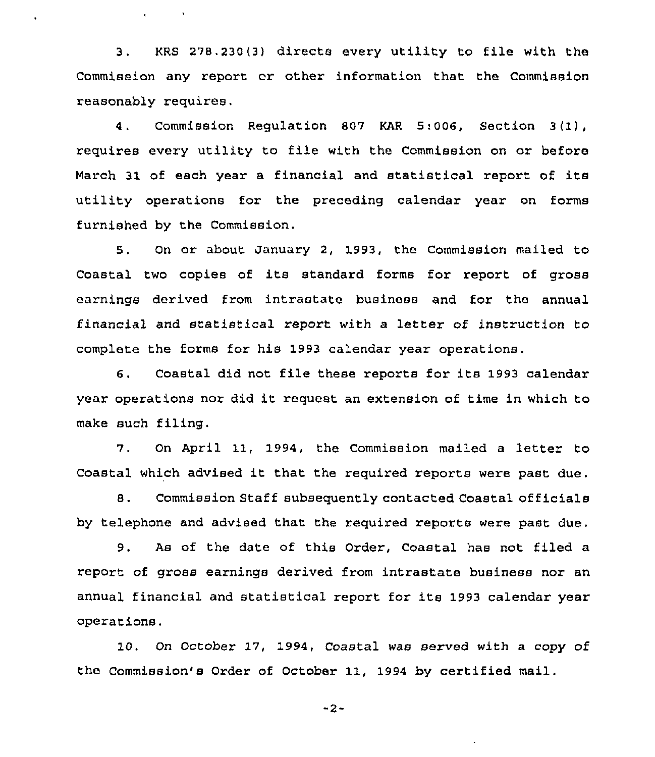3. KRS 278.230(3) directs every utility to file with the Commission any report or other information that the Commission reasonably requires.

4. Commission Regulation 807 KAR 5:006, Section 3(1), requires every utility to file with the Commission on or before March 31 of each year a financial and statistical report of its utility operations for the preceding calendar year on forms furnished by the Commission.

5. On or about January 2, 1993, the Commission mailed to Coastal two copies of its standard forms for report of gross earnings derived from intrastate business and for the annual financial and statistical report with a letter of instruction to complete the forms for his 1993 calendar year operations.

6. Coastal did not file these reports for its 1993 calendar year operations nor did it request an extension of time in which to make such filing.

7. On April 11, 1994, the Commission mailed a letter to Coastal which advised it that the required reports were past due.

8. Commission Staff subsequently contacted Coastal officials by telephone and advised that the required reports were past due.

9. As of the date of this Order, Coastal has not filed a report of gross earnings derived from intrastate business nor an annual financial and statistical report for its 1993 calendar year operations.

10. On October 17, 1994, Coastal was served with a copy of the Commission's Order of October 11, 1994 by certified mail.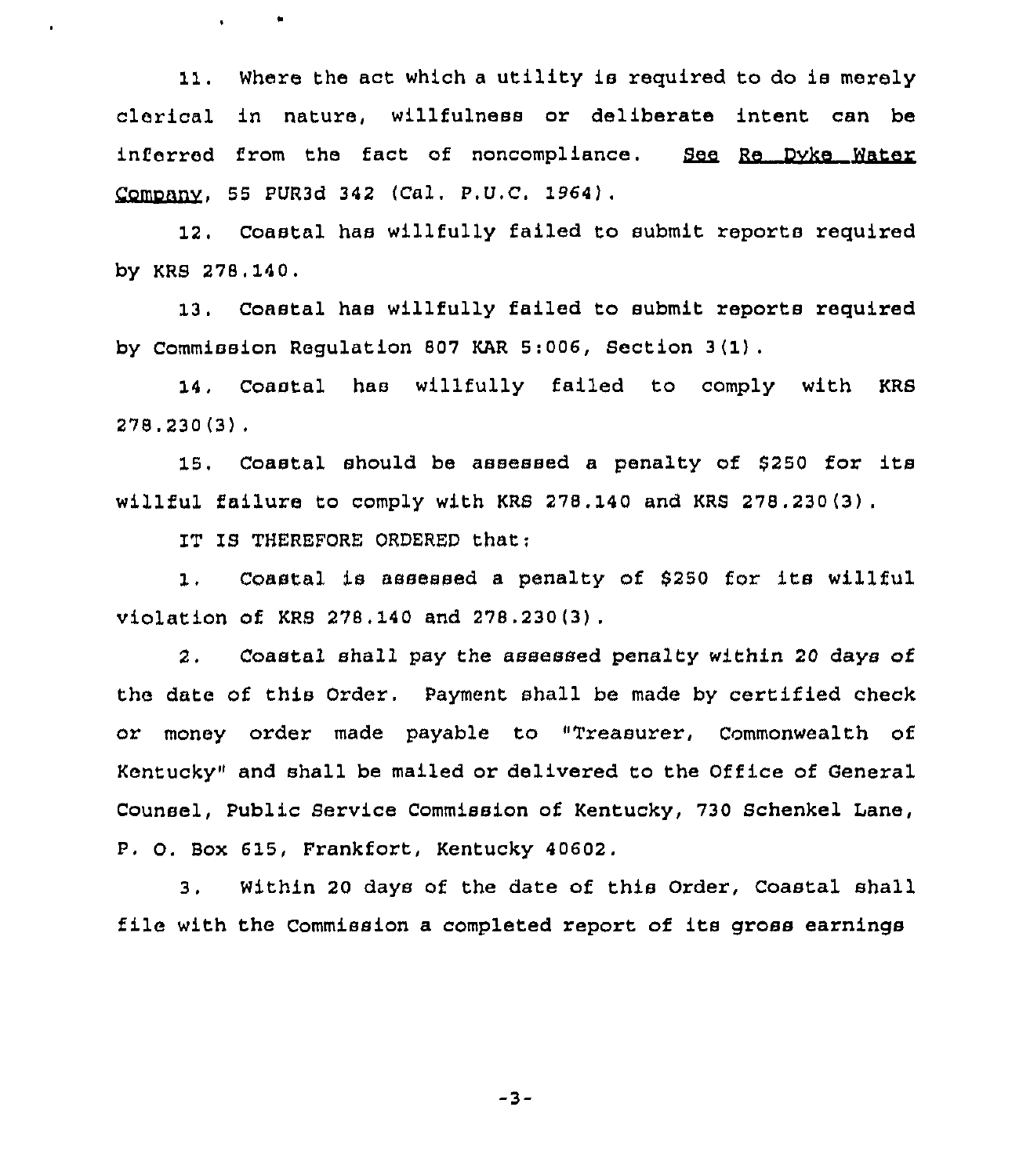11. Where the act which a utility is required to do is merely clerical in nature, willfulness or deliberate intent can be inferred from the fact of noncompliance. See Re Dyke Water Company, 55 PUR3d 342 (Cal. P.U.C. 1964).

12. Coastal has willfully failed to submit reports required by KRS 278.140.

13. Coastal has willfully failed to submit reports required by Commission Regulation 807 KAR 5:006, Section 3(1).

14. Coastal has willfully failed to comply with KRS 278.230(3).

15. Coastal should be assessed a penalty of $250 for its willful failure to comply with KRS 278.140 and KRS 278.230(3).

IT IS THEREFORE ORDERED that:

1. Coastal is assessed a penalty of $250 for its willful violation of KRS 278.140 and 278.230(3).

2. Coastal shall pay the assessed penalty within 20 days of the date of this Order. Payment shall be made by certified check or money order made payable to "Treasurer, Commonwealth of Kentucky" and shall be mailed or delivered to the Office of General Counsel, Public Service Commission of Kentucky, 730 Schenkel Lane, P. O. Box 615, Frankfort, Kentucky 40602.

3. Within 20 days of the date of this Order, Coastal shall file with the Commission a completed report of its gross earnings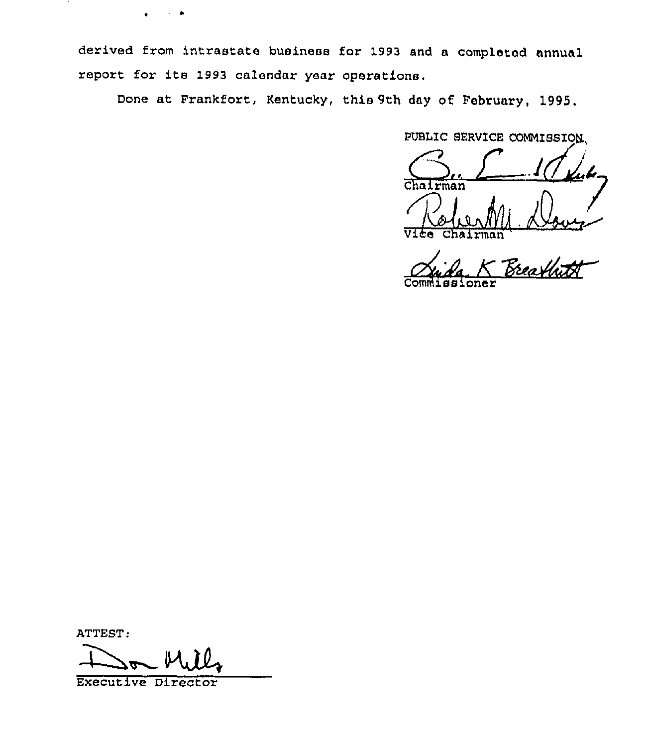derived from intrastate business for 1993 and a completed annual report for its 1993 calendar year operations.

Done at Frankfort, Kentucky, this 9th day of February, 1995.

PUBLIC SERVICE COMMISSION

Chairman

Vice Chairman

Commissioner

ATTEST:

Executive Director